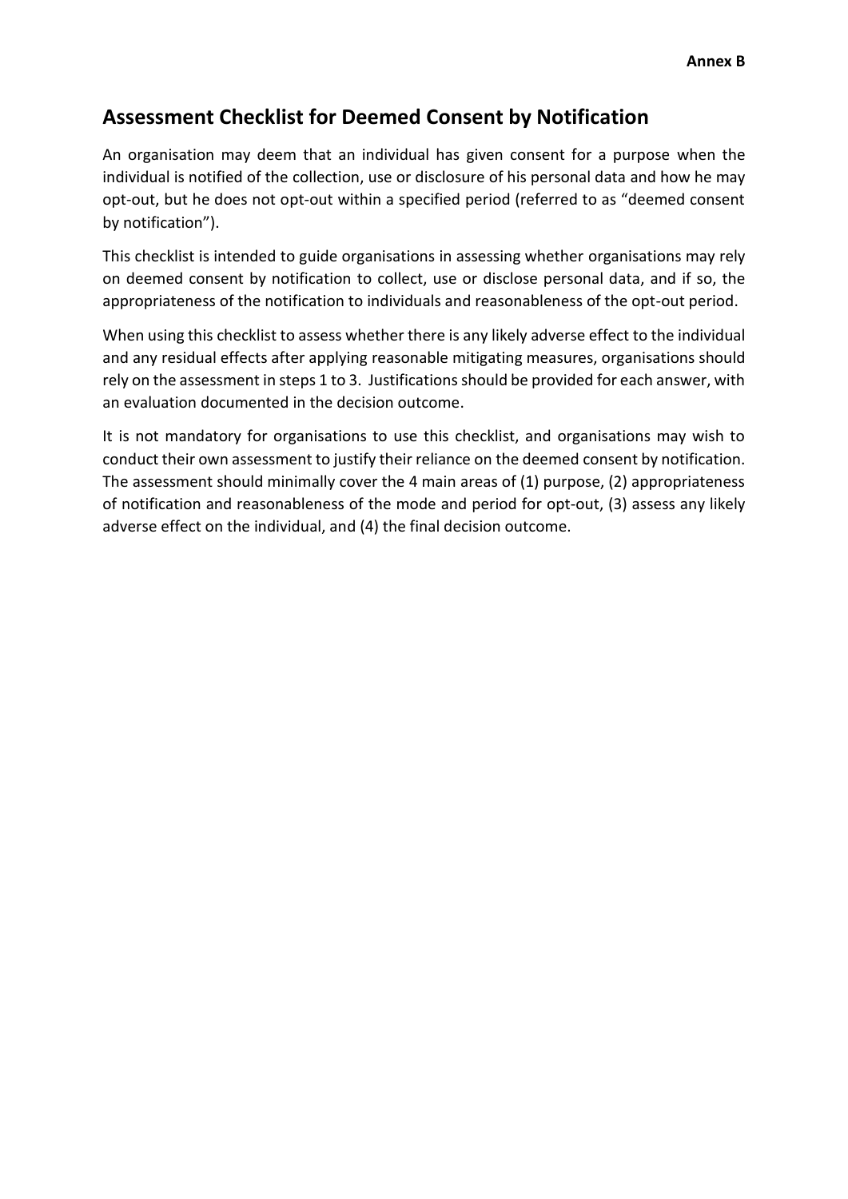**Annex B**

## Assessment Checklist for Deemed Consent by Notification

An organisation may deem that an individual has given consent for a purpose when the individual is notified of the collection, use or disclosure of his personal data and how he may opt-out, but he does not opt-out within a specified period (referred to as "deemed consent by notification").

This checklist is intended to guide organisations in assessing whether organisations may rely on deemed consent by notification to collect, use or disclose personal data, and if so, the appropriateness of the notification to individuals and reasonableness of the opt-out period.

When using this checklist to assess whether there is any likely adverse effect to the individual and any residual effects after applying reasonable mitigating measures, organisations should rely on the assessment in steps 1 to 3. Justifications should be provided for each answer, with an evaluation documented in the decision outcome.

It is not mandatory for organisations to use this checklist, and organisations may wish to conduct their own assessment to justify their reliance on the deemed consent by notification. The assessment should minimally cover the 4 main areas of (1) purpose, (2) appropriateness of notification and reasonableness of the mode and period for opt-out, (3) assess any likely adverse effect on the individual, and (4) the final decision outcome.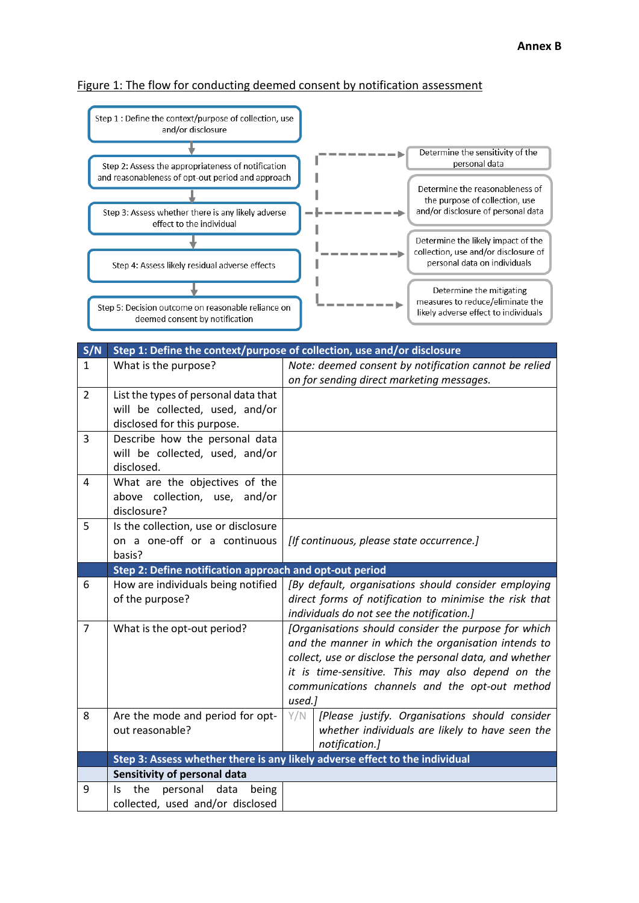**Annex B**

Figure 1: The flow for conducting deemed consent by notification assessment

Step 1 : Define the context/purpose of collection, use and/or disclosure

Step 2: Assess the appropriateness of notification and reasonableness of opt-out period and approach

Step 3: Assess whether there is any likely adverse effect to the individual

- Determine the sensitivity of the personal data
- Determine the reasonableness of the purpose of collection, use and/or disclosure of personal data
- Determine the likely impact of the collection, use and/or disclosure of personal data on individuals
- Determine the mitigating measures to reduce/eliminate the likely adverse effect to individuals

Step 4: Assess likely residual adverse effects

Step 5: Decision outcome on reasonable reliance on deemed consent by notification

| S/N | Step 1: Define the context/purpose of collection, use and/or disclosure | | |
|---|---|---|---|
| 1 | What is the purpose? | *Note: deemed consent by notification cannot be relied on for sending direct marketing messages.* | |
| 2 | List the types of personal data that will be collected, used, and/or disclosed for this purpose. | | |
| 3 | Describe how the personal data will be collected, used, and/or disclosed. | | |
| 4 | What are the objectives of the above collection, use, and/or disclosure? | | |
| 5 | Is the collection, use or disclosure on a one-off or a continuous basis? | *[If continuous, please state occurrence.]* | |
| | **Step 2: Define notification approach and opt-out period** | | |
| 6 | How are individuals being notified of the purpose? | *[By default, organisations should consider employing direct forms of notification to minimise the risk that individuals do not see the notification.]* | |
| 7 | What is the opt-out period? | *[Organisations should consider the purpose for which and the manner in which the organisation intends to collect, use or disclose the personal data, and whether it is time-sensitive. This may also depend on the communications channels and the opt-out method used.]* | |
| 8 | Are the mode and period for opt-out reasonable? | Y/N | *[Please justify. Organisations should consider whether individuals are likely to have seen the notification.]* |
| | **Step 3: Assess whether there is any likely adverse effect to the individual** | | |
| | **Sensitivity of personal data** | | |
| 9 | Is the personal data being collected, used and/or disclosed | | |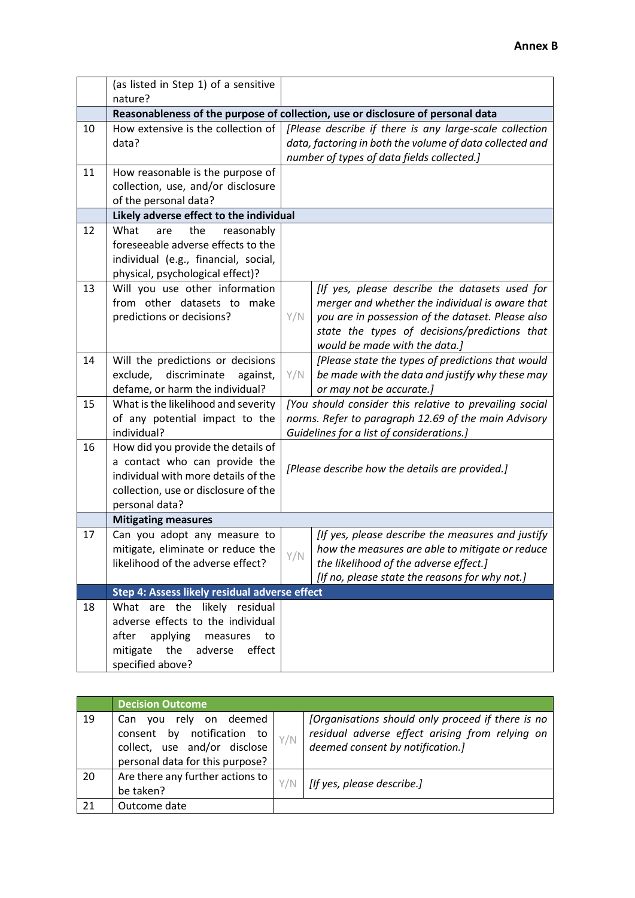| | | | |
|---|---|---|---|
| | (as listed in Step 1) of a sensitive nature? | | |
| | **Reasonableness of the purpose of collection, use or disclosure of personal data** | | |
| 10 | How extensive is the collection of data? | *[Please describe if there is any large-scale collection data, factoring in both the volume of data collected and number of types of data fields collected.]* | |
| 11 | How reasonable is the purpose of collection, use, and/or disclosure of the personal data? | | |
| | **Likely adverse effect to the individual** | | |
| 12 | What are the reasonably foreseeable adverse effects to the individual (e.g., financial, social, physical, psychological effect)? | | |
| 13 | Will you use other information from other datasets to make predictions or decisions? | Y/N | *[If yes, please describe the datasets used for merger and whether the individual is aware that you are in possession of the dataset. Please also state the types of decisions/predictions that would be made with the data.]* |
| 14 | Will the predictions or decisions exclude, discriminate against, defame, or harm the individual? | Y/N | *[Please state the types of predictions that would be made with the data and justify why these may or may not be accurate.]* |
| 15 | What is the likelihood and severity of any potential impact to the individual? | *[You should consider this relative to prevailing social norms. Refer to paragraph 12.69 of the main Advisory Guidelines for a list of considerations.]* | |
| 16 | How did you provide the details of a contact who can provide the individual with more details of the collection, use or disclosure of the personal data? | *[Please describe how the details are provided.]* | |
| | **Mitigating measures** | | |
| 17 | Can you adopt any measure to mitigate, eliminate or reduce the likelihood of the adverse effect? | Y/N | *[If yes, please describe the measures and justify how the measures are able to mitigate or reduce the likelihood of the adverse effect.]* *[If no, please state the reasons for why not.]* |
| | **Step 4: Assess likely residual adverse effect** | | |
| 18 | What are the likely residual adverse effects to the individual after applying measures to mitigate the adverse effect specified above? | | |

| | | | |
|---|---|---|---|
| | **Decision Outcome** | | |
| 19 | Can you rely on deemed consent by notification to collect, use and/or disclose personal data for this purpose? | Y/N | *[Organisations should only proceed if there is no residual adverse effect arising from relying on deemed consent by notification.]* |
| 20 | Are there any further actions to be taken? | Y/N | *[If yes, please describe.]* |
| 21 | Outcome date | | |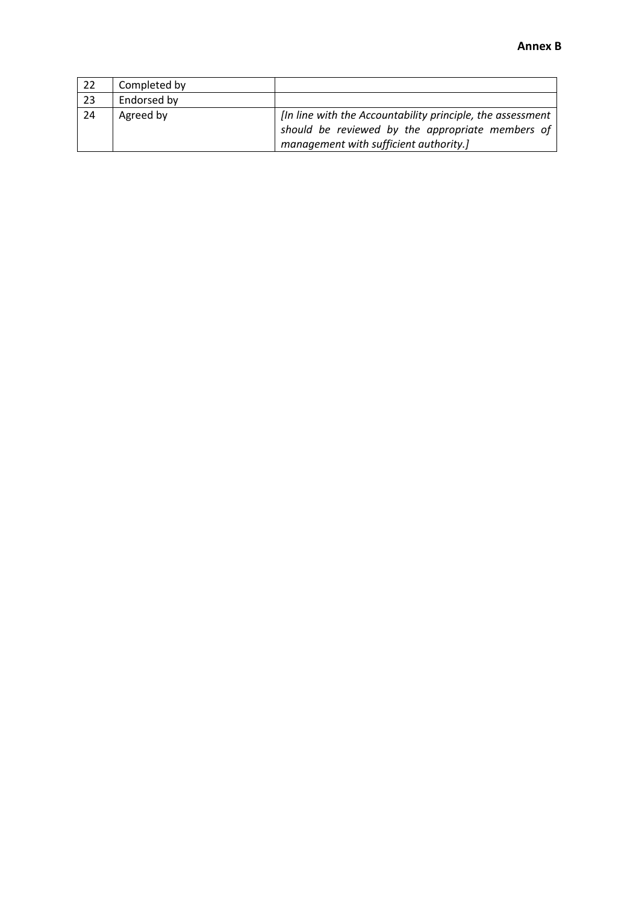**Annex B**

| | | |
|---|---|---|
| 22 | Completed by | |
| 23 | Endorsed by | |
| 24 | Agreed by | *[In line with the Accountability principle, the assessment should be reviewed by the appropriate members of management with sufficient authority.]* |